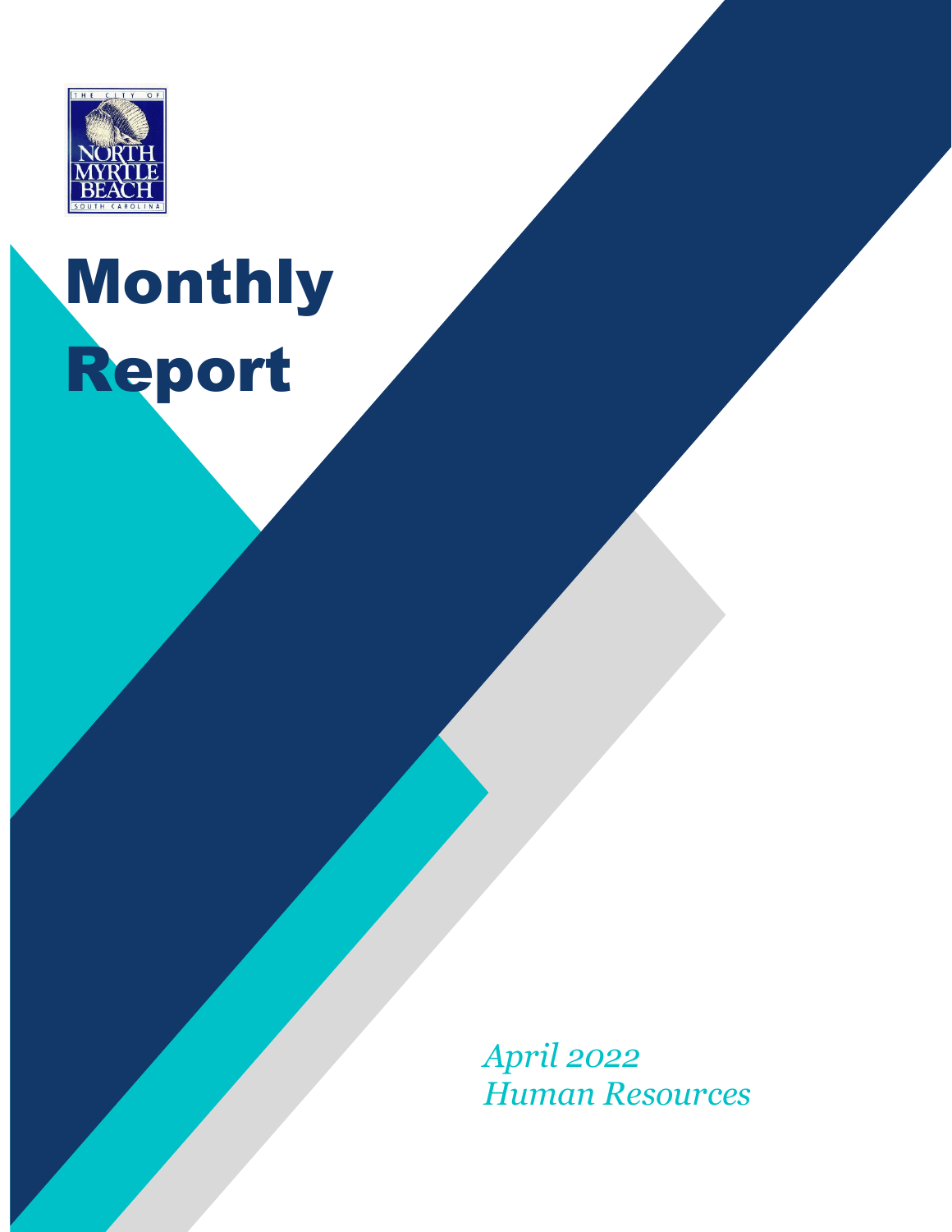THE CITY OF NORTH MYRTLE BEACH SOUTH CAROLINA

# Monthly Report

*April 2022*
*Human Resources*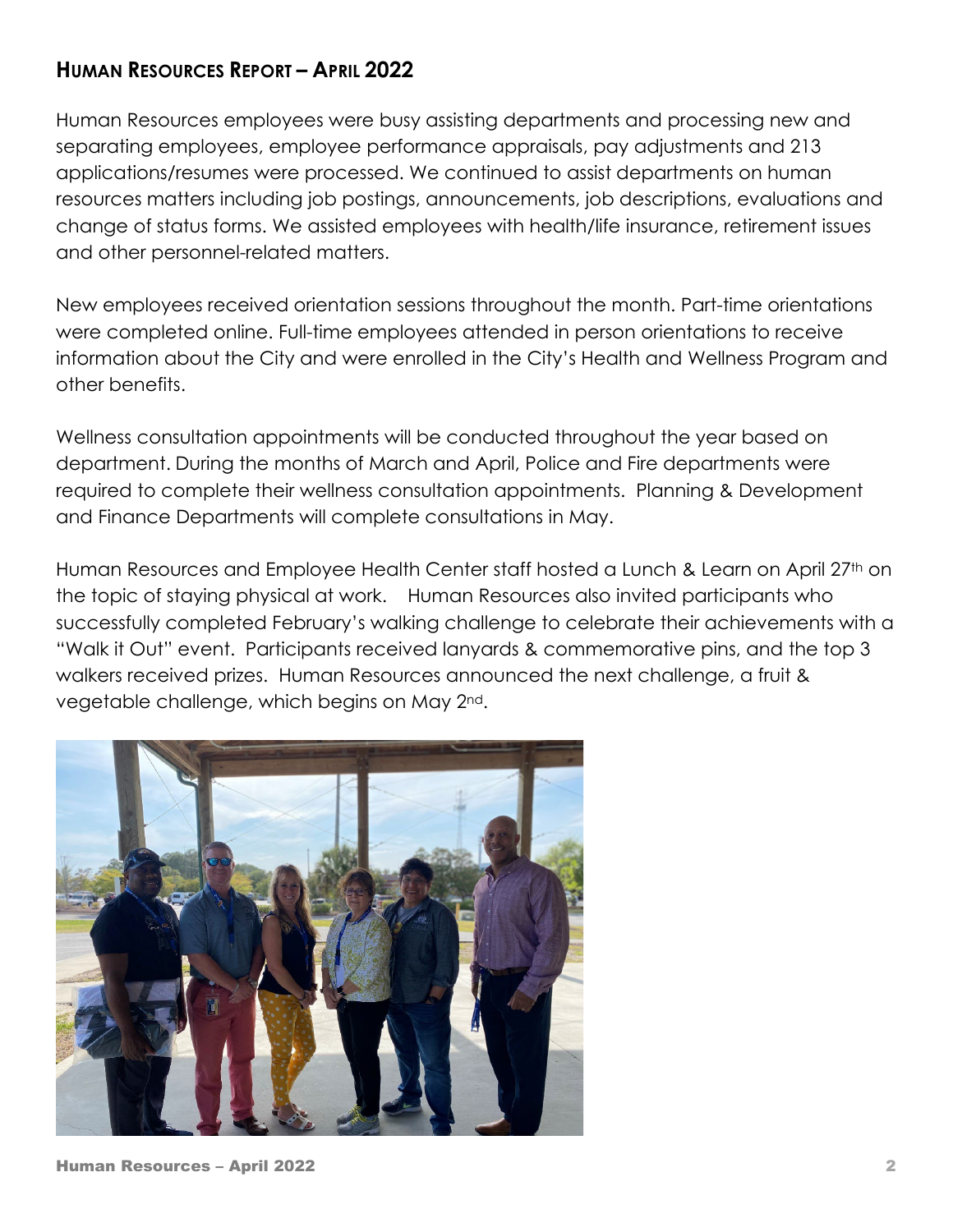## Human Resources Report – April 2022

Human Resources employees were busy assisting departments and processing new and separating employees, employee performance appraisals, pay adjustments and 213 applications/resumes were processed. We continued to assist departments on human resources matters including job postings, announcements, job descriptions, evaluations and change of status forms. We assisted employees with health/life insurance, retirement issues and other personnel-related matters.

New employees received orientation sessions throughout the month. Part-time orientations were completed online. Full-time employees attended in person orientations to receive information about the City and were enrolled in the City's Health and Wellness Program and other benefits.

Wellness consultation appointments will be conducted throughout the year based on department. During the months of March and April, Police and Fire departments were required to complete their wellness consultation appointments. Planning & Development and Finance Departments will complete consultations in May.

Human Resources and Employee Health Center staff hosted a Lunch & Learn on April 27th on the topic of staying physical at work. Human Resources also invited participants who successfully completed February's walking challenge to celebrate their achievements with a "Walk it Out" event. Participants received lanyards & commemorative pins, and the top 3 walkers received prizes. Human Resources announced the next challenge, a fruit & vegetable challenge, which begins on May 2nd.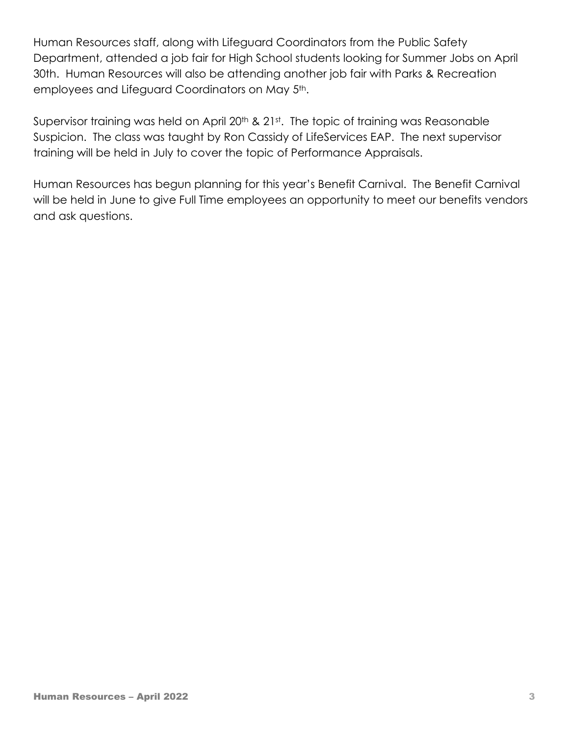Human Resources staff, along with Lifeguard Coordinators from the Public Safety Department, attended a job fair for High School students looking for Summer Jobs on April 30th. Human Resources will also be attending another job fair with Parks & Recreation employees and Lifeguard Coordinators on May 5th.

Supervisor training was held on April 20th & 21st. The topic of training was Reasonable Suspicion. The class was taught by Ron Cassidy of LifeServices EAP. The next supervisor training will be held in July to cover the topic of Performance Appraisals.

Human Resources has begun planning for this year's Benefit Carnival. The Benefit Carnival will be held in June to give Full Time employees an opportunity to meet our benefits vendors and ask questions.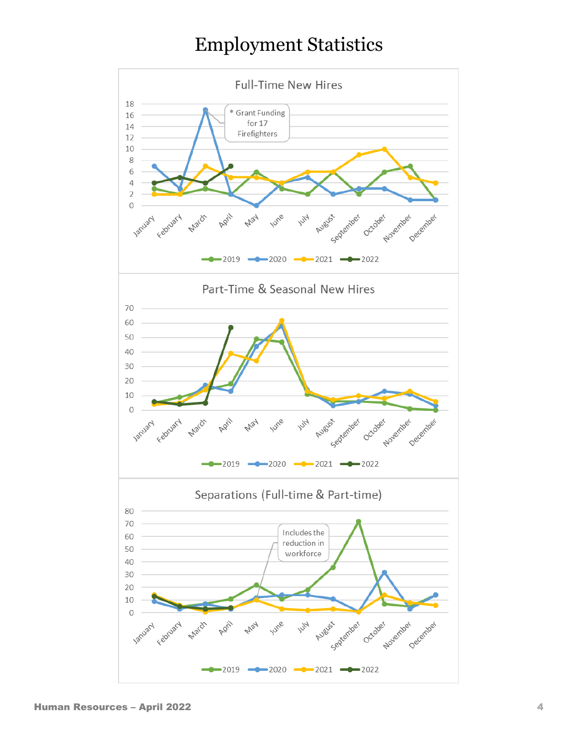# Employment Statistics

Full-Time New Hires

18
16
14
12
10
8
6
4
2
0

* Grant Funding for 17 Firefighters

January February March April May June July August September October November December

2019 2020 2021 2022

Part-Time & Seasonal New Hires

70
60
50
40
30
20
10
0

January February March April May June July August September October November December

2019 2020 2021 2022

Separations (Full-time & Part-time)

80
70
60
50
40
30
20
10
0

Includes the reduction in workforce

January February March April May June July August September October November December

2019 2020 2021 2022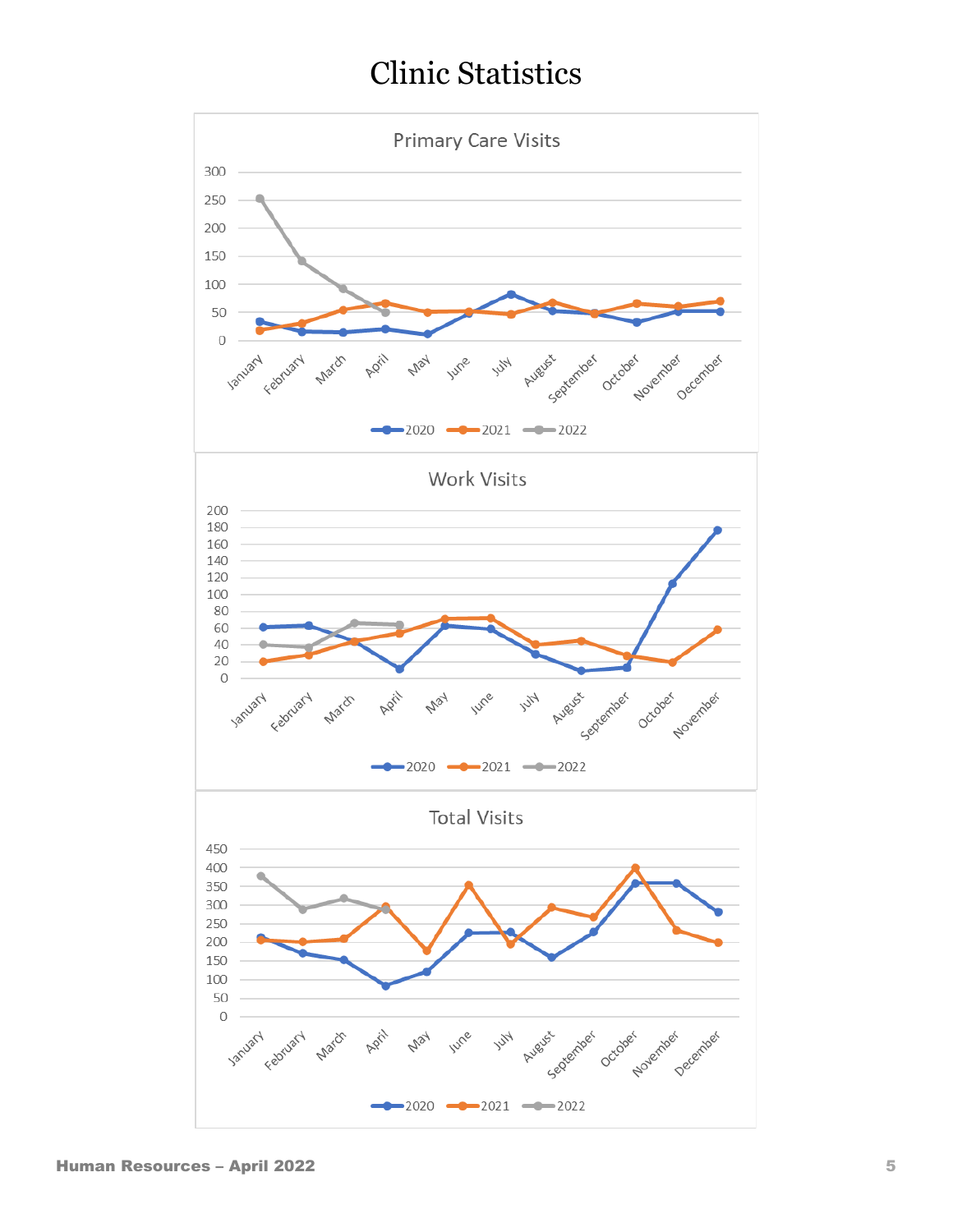# Clinic Statistics

Primary Care Visits

300
250
200
150
100
50
0

January February March April May June July August September October November December

2020 2021 2022

Work Visits

200
180
160
140
120
100
80
60
40
20
0

January February March April May June July August September October November

2020 2021 2022

Total Visits

450
400
350
300
250
200
150
100
50
0

January February March April May June July August September October November December

2020 2021 2022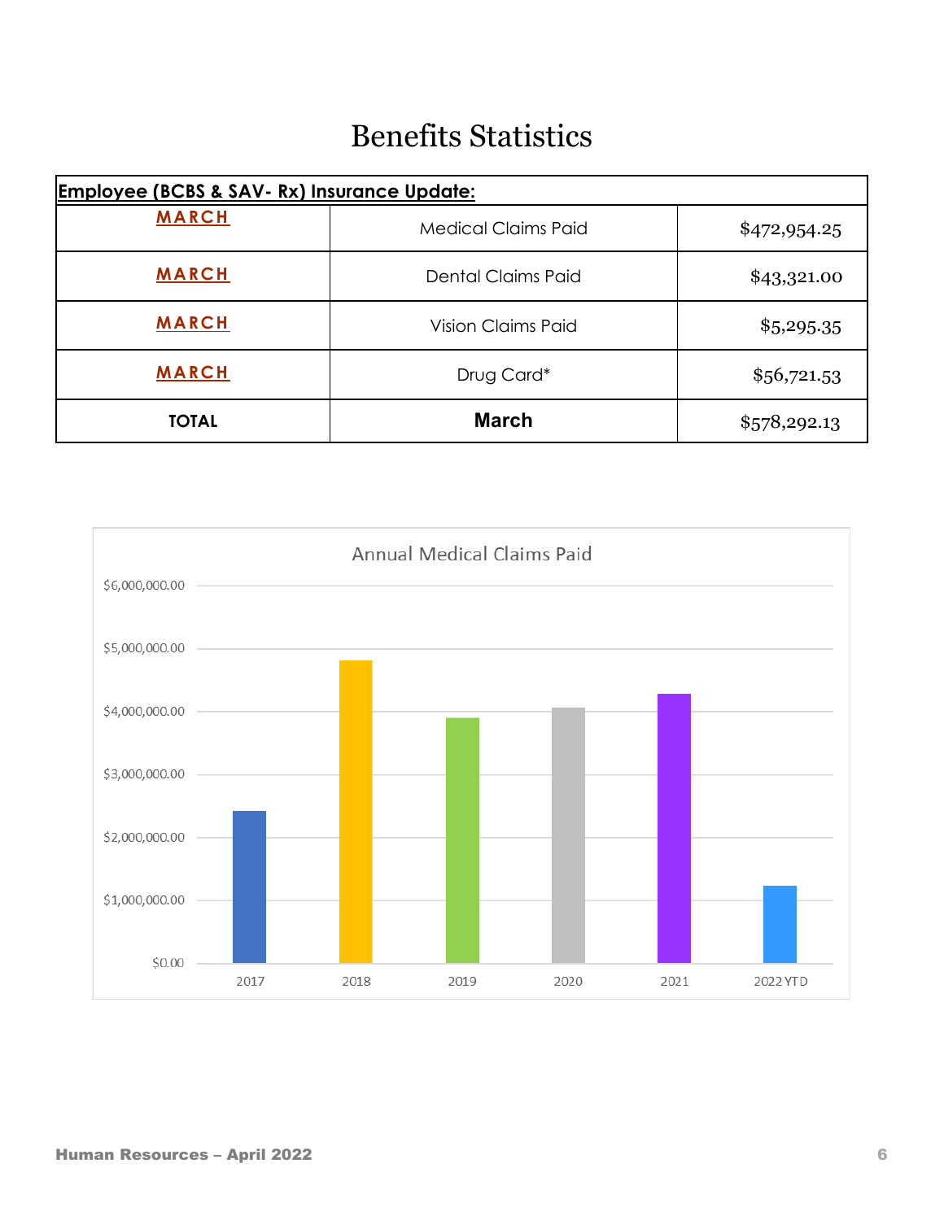# Benefits Statistics

| **Employee (BCBS & SAV- Rx) Insurance Update:** | | |
|---|---|---|
| **MARCH** | Medical Claims Paid | $472,954.25 |
| **MARCH** | Dental Claims Paid | $43,321.00 |
| **MARCH** | Vision Claims Paid | $5,295.35 |
| **MARCH** | Drug Card* | $56,721.53 |
| **TOTAL** | **March** | $578,292.13 |

Annual Medical Claims Paid

$6,000,000.00
$5,000,000.00
$4,000,000.00
$3,000,000.00
$2,000,000.00
$1,000,000.00
$0.00

2017
2018
2019
2020
2021
2022 YTD